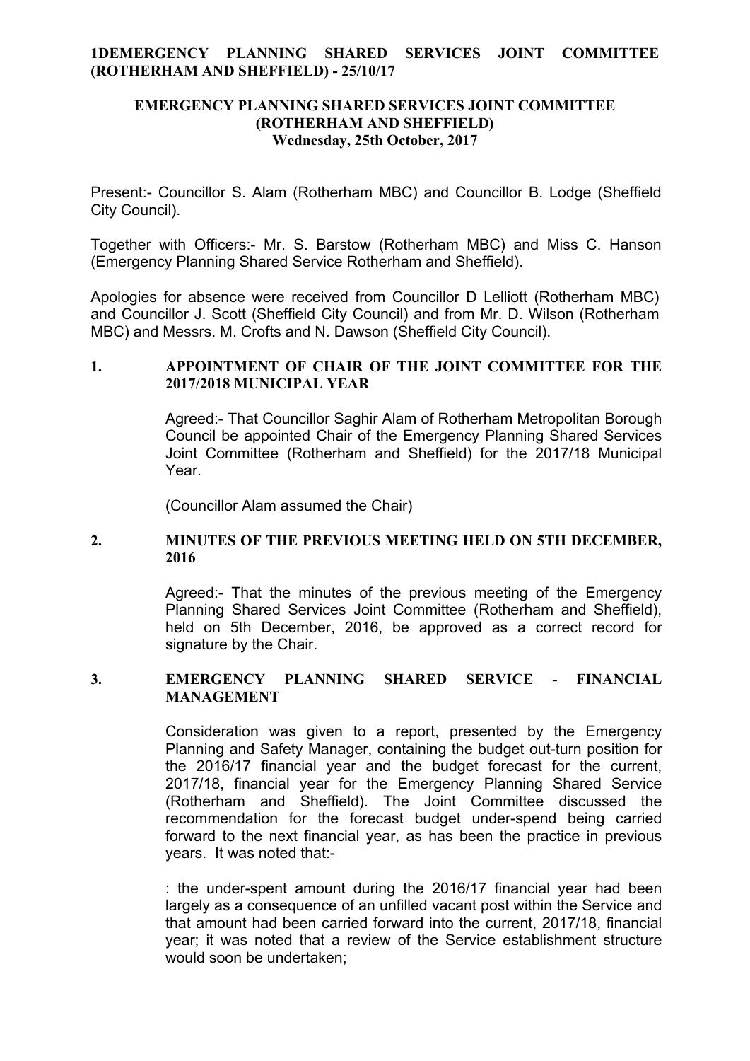# EMERGENCY PLANNING SHARED SERVICES JOINT COMMITTEE (ROTHERHAM AND SHEFFIELD)
## Wednesday, 25th October, 2017

Present:- Councillor S. Alam (Rotherham MBC) and Councillor B. Lodge (Sheffield City Council).

Together with Officers:- Mr. S. Barstow (Rotherham MBC) and Miss C. Hanson (Emergency Planning Shared Service Rotherham and Sheffield).

Apologies for absence were received from Councillor D Lelliott (Rotherham MBC) and Councillor J. Scott (Sheffield City Council) and from Mr. D. Wilson (Rotherham MBC) and Messrs. M. Crofts and N. Dawson (Sheffield City Council).

### 1. APPOINTMENT OF CHAIR OF THE JOINT COMMITTEE FOR THE 2017/2018 MUNICIPAL YEAR

Agreed:- That Councillor Saghir Alam of Rotherham Metropolitan Borough Council be appointed Chair of the Emergency Planning Shared Services Joint Committee (Rotherham and Sheffield) for the 2017/18 Municipal Year.

(Councillor Alam assumed the Chair)

### 2. MINUTES OF THE PREVIOUS MEETING HELD ON 5TH DECEMBER, 2016

Agreed:- That the minutes of the previous meeting of the Emergency Planning Shared Services Joint Committee (Rotherham and Sheffield), held on 5th December, 2016, be approved as a correct record for signature by the Chair.

### 3. EMERGENCY PLANNING SHARED SERVICE - FINANCIAL MANAGEMENT

Consideration was given to a report, presented by the Emergency Planning and Safety Manager, containing the budget out-turn position for the 2016/17 financial year and the budget forecast for the current, 2017/18, financial year for the Emergency Planning Shared Service (Rotherham and Sheffield). The Joint Committee discussed the recommendation for the forecast budget under-spend being carried forward to the next financial year, as has been the practice in previous years. It was noted that:-

: the under-spent amount during the 2016/17 financial year had been largely as a consequence of an unfilled vacant post within the Service and that amount had been carried forward into the current, 2017/18, financial year; it was noted that a review of the Service establishment structure would soon be undertaken;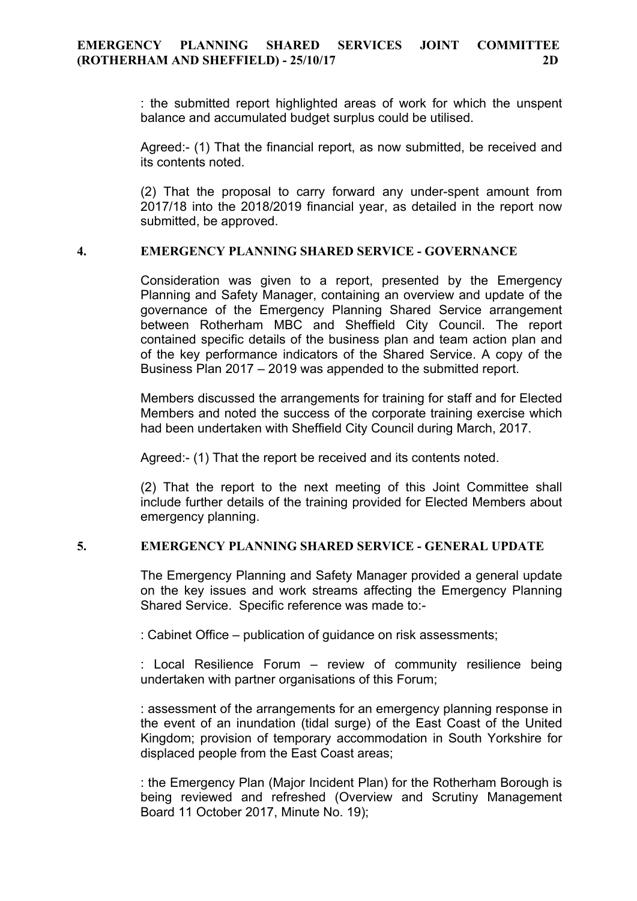: the submitted report highlighted areas of work for which the unspent balance and accumulated budget surplus could be utilised.

Agreed:- (1) That the financial report, as now submitted, be received and its contents noted.

(2) That the proposal to carry forward any under-spent amount from 2017/18 into the 2018/2019 financial year, as detailed in the report now submitted, be approved.

## 4. EMERGENCY PLANNING SHARED SERVICE - GOVERNANCE

Consideration was given to a report, presented by the Emergency Planning and Safety Manager, containing an overview and update of the governance of the Emergency Planning Shared Service arrangement between Rotherham MBC and Sheffield City Council. The report contained specific details of the business plan and team action plan and of the key performance indicators of the Shared Service. A copy of the Business Plan 2017 – 2019 was appended to the submitted report.

Members discussed the arrangements for training for staff and for Elected Members and noted the success of the corporate training exercise which had been undertaken with Sheffield City Council during March, 2017.

Agreed:- (1) That the report be received and its contents noted.

(2) That the report to the next meeting of this Joint Committee shall include further details of the training provided for Elected Members about emergency planning.

## 5. EMERGENCY PLANNING SHARED SERVICE - GENERAL UPDATE

The Emergency Planning and Safety Manager provided a general update on the key issues and work streams affecting the Emergency Planning Shared Service. Specific reference was made to:-

: Cabinet Office – publication of guidance on risk assessments;

: Local Resilience Forum – review of community resilience being undertaken with partner organisations of this Forum;

: assessment of the arrangements for an emergency planning response in the event of an inundation (tidal surge) of the East Coast of the United Kingdom; provision of temporary accommodation in South Yorkshire for displaced people from the East Coast areas;

: the Emergency Plan (Major Incident Plan) for the Rotherham Borough is being reviewed and refreshed (Overview and Scrutiny Management Board 11 October 2017, Minute No. 19);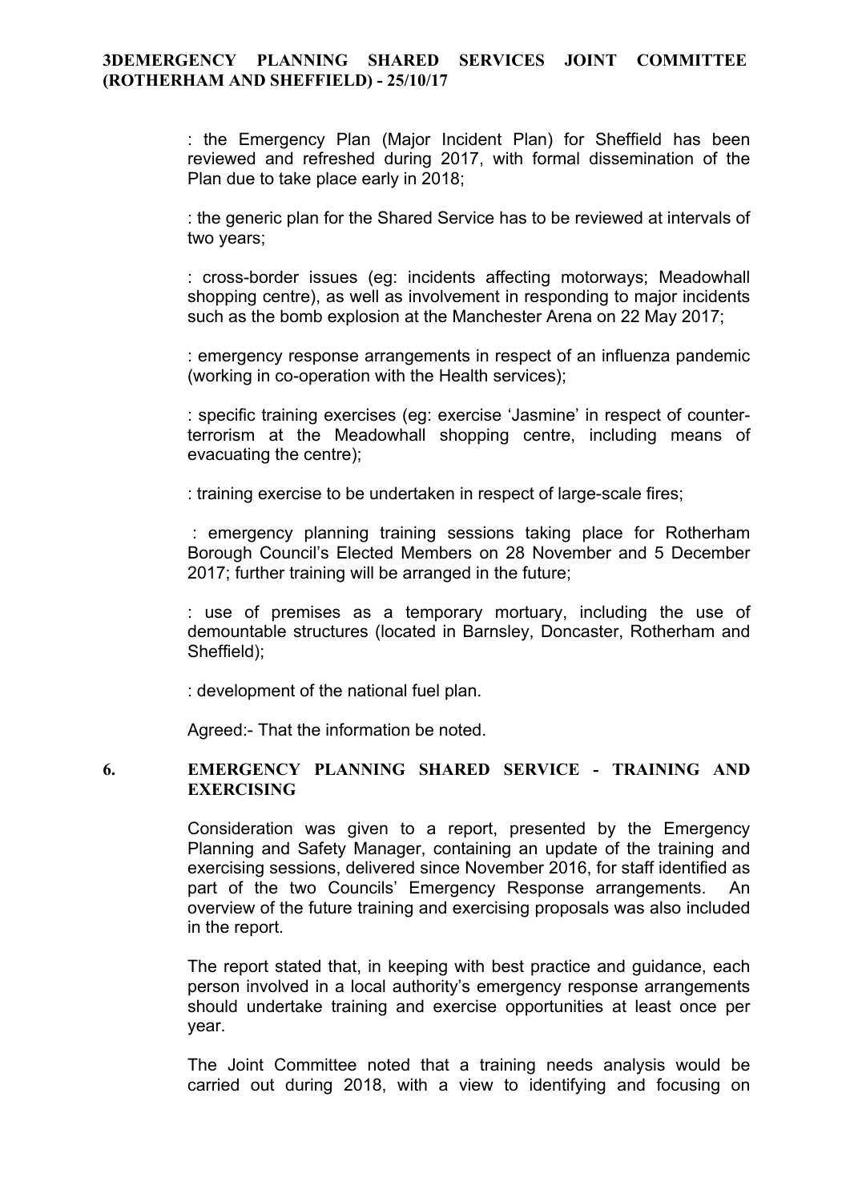: the Emergency Plan (Major Incident Plan) for Sheffield has been reviewed and refreshed during 2017, with formal dissemination of the Plan due to take place early in 2018;

: the generic plan for the Shared Service has to be reviewed at intervals of two years;

: cross-border issues (eg: incidents affecting motorways; Meadowhall shopping centre), as well as involvement in responding to major incidents such as the bomb explosion at the Manchester Arena on 22 May 2017;

: emergency response arrangements in respect of an influenza pandemic (working in co-operation with the Health services);

: specific training exercises (eg: exercise 'Jasmine' in respect of counter-terrorism at the Meadowhall shopping centre, including means of evacuating the centre);

: training exercise to be undertaken in respect of large-scale fires;

: emergency planning training sessions taking place for Rotherham Borough Council's Elected Members on 28 November and 5 December 2017; further training will be arranged in the future;

: use of premises as a temporary mortuary, including the use of demountable structures (located in Barnsley, Doncaster, Rotherham and Sheffield);

: development of the national fuel plan.

Agreed:- That the information be noted.

## 6. EMERGENCY PLANNING SHARED SERVICE - TRAINING AND EXERCISING

Consideration was given to a report, presented by the Emergency Planning and Safety Manager, containing an update of the training and exercising sessions, delivered since November 2016, for staff identified as part of the two Councils' Emergency Response arrangements. An overview of the future training and exercising proposals was also included in the report.

The report stated that, in keeping with best practice and guidance, each person involved in a local authority's emergency response arrangements should undertake training and exercise opportunities at least once per year.

The Joint Committee noted that a training needs analysis would be carried out during 2018, with a view to identifying and focusing on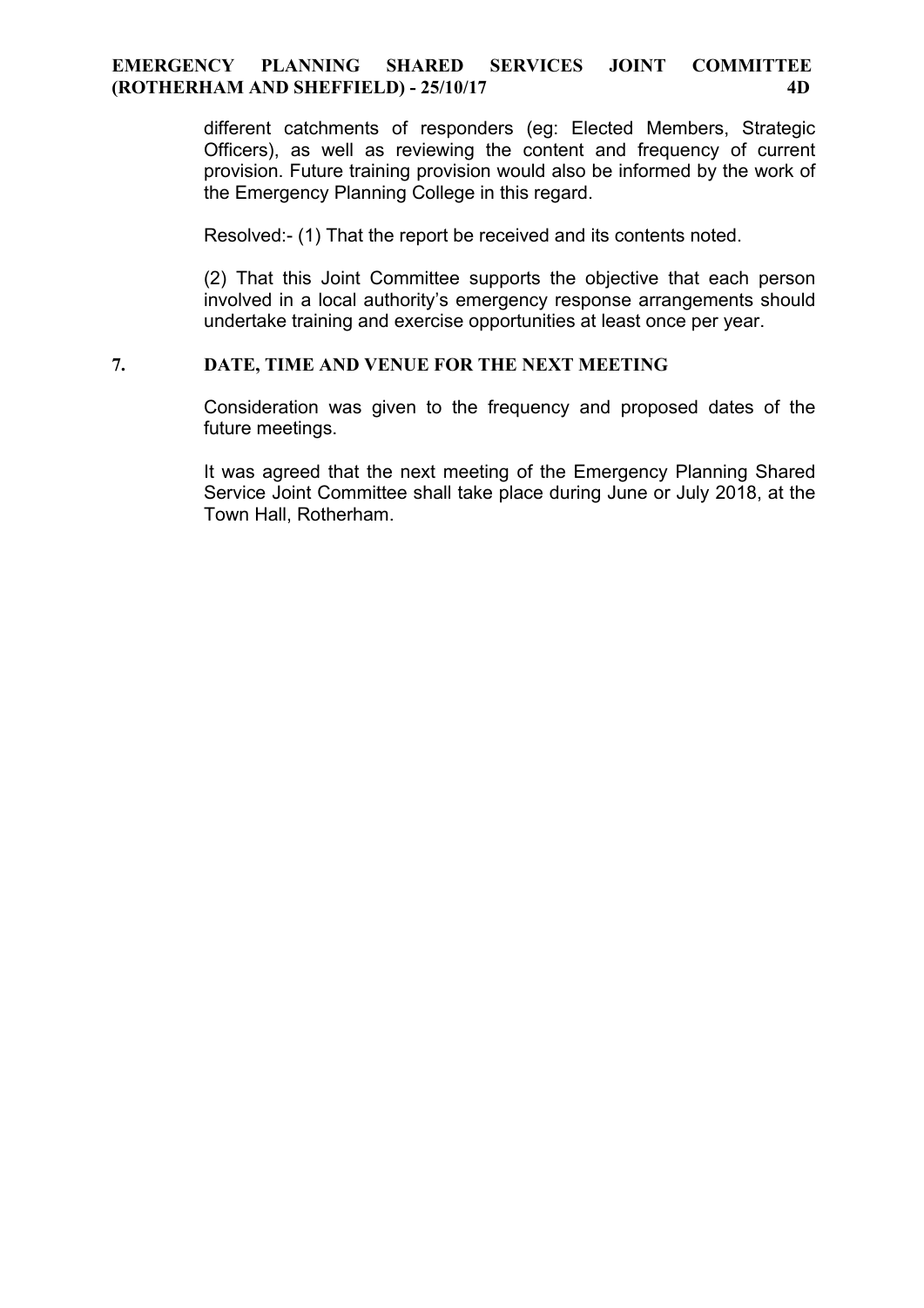different catchments of responders (eg: Elected Members, Strategic Officers), as well as reviewing the content and frequency of current provision. Future training provision would also be informed by the work of the Emergency Planning College in this regard.

Resolved:- (1) That the report be received and its contents noted.

(2) That this Joint Committee supports the objective that each person involved in a local authority's emergency response arrangements should undertake training and exercise opportunities at least once per year.

## 7. DATE, TIME AND VENUE FOR THE NEXT MEETING

Consideration was given to the frequency and proposed dates of the future meetings.

It was agreed that the next meeting of the Emergency Planning Shared Service Joint Committee shall take place during June or July 2018, at the Town Hall, Rotherham.